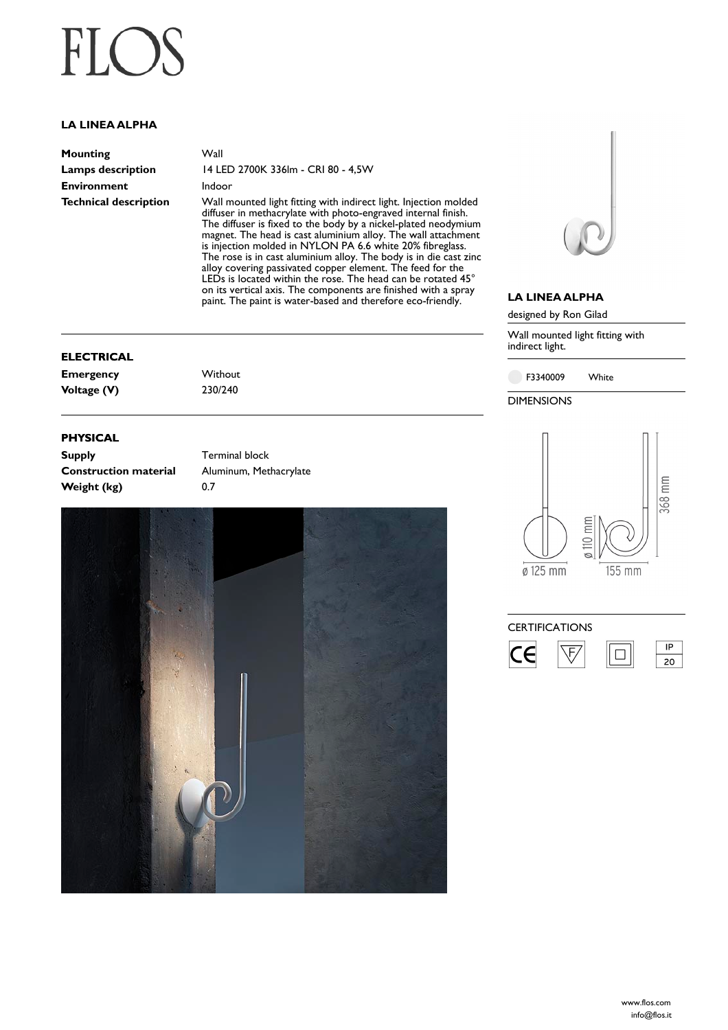# FLOS

## LA LINEA ALPHA

| | |
|---|---|
| **Mounting** | Wall |
| **Lamps description** | 14 LED 2700K 336lm - CRI 80 - 4,5W |
| **Environment** | Indoor |
| **Technical description** | Wall mounted light fitting with indirect light. Injection molded diffuser in methacrylate with photo-engraved internal finish. The diffuser is fixed to the body by a nickel-plated neodymium magnet. The head is cast aluminium alloy. The wall attachment is injection molded in NYLON PA 6.6 white 20% fibreglass. The rose is in cast aluminium alloy. The body is in die cast zinc alloy covering passivated copper element. The feed for the LEDs is located within the rose. The head can be rotated 45° on its vertical axis. The components are finished with a spray paint. The paint is water-based and therefore eco-friendly. |

### ELECTRICAL

| | |
|---|---|
| **Emergency** | Without |
| **Voltage (V)** | 230/240 |

### PHYSICAL

| | |
|---|---|
| **Supply** | Terminal block |
| **Construction material** | Aluminum, Methacrylate |
| **Weight (kg)** | 0.7 |

## LA LINEA ALPHA

designed by Ron Gilad

Wall mounted light fitting with indirect light.

| | |
|---|---|
| F3340009 | White |

DIMENSIONS

ø 125 mm

ø 110 mm

155 mm

368 mm

CERTIFICATIONS

CE, F, □, IP 20

www.flos.com
info@flos.it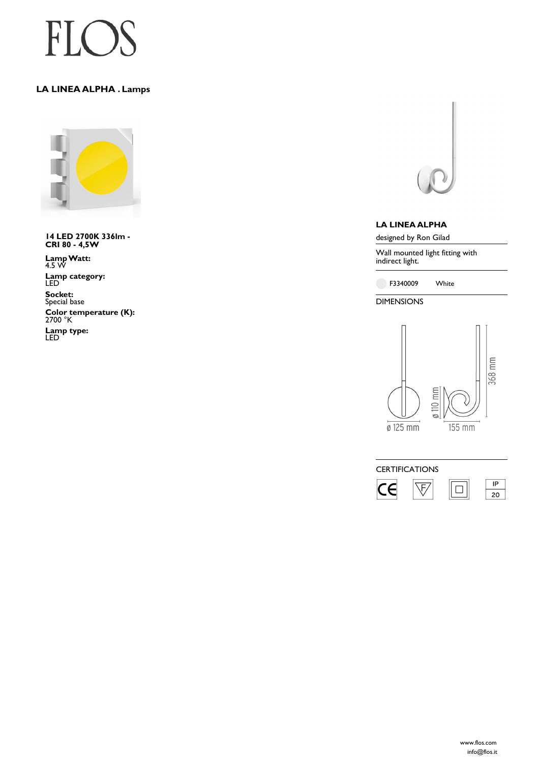# FLOS

## LA LINEA ALPHA . Lamps

**14 LED 2700K 336lm - CRI 80 - 4,5W**

**Lamp Watt:**
4.5 W

**Lamp category:**
LED

**Socket:**
Special base

**Color temperature (K):**
2700 °K

**Lamp type:**
LED

### LA LINEA ALPHA

designed by Ron Gilad

Wall mounted light fitting with indirect light.

F3340009 White

DIMENSIONS

ø 125 mm

ø 110 mm

155 mm

368 mm

CERTIFICATIONS

IP 20

www.flos.com
info@flos.it